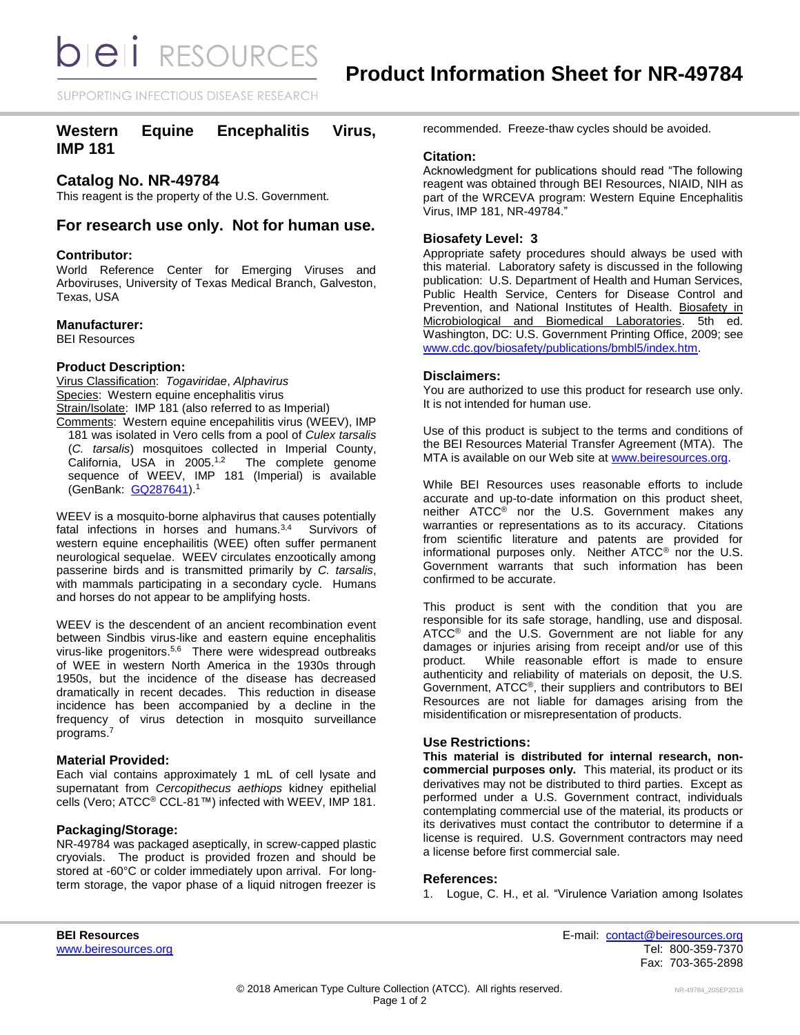# Product Information Sheet for NR-49784

## Western Equine Encephalitis Virus, IMP 181

## Catalog No. NR-49784

This reagent is the property of the U.S. Government.

## For research use only. Not for human use.

### Contributor:

World Reference Center for Emerging Viruses and Arboviruses, University of Texas Medical Branch, Galveston, Texas, USA

### Manufacturer:

BEI Resources

### Product Description:

Virus Classification: *Togaviridae*, *Alphavirus*
Species: Western equine encephalitis virus
Strain/Isolate: IMP 181 (also referred to as Imperial)
Comments: Western equine encepahilitis virus (WEEV), IMP 181 was isolated in Vero cells from a pool of *Culex tarsalis* (*C. tarsalis*) mosquitoes collected in Imperial County, California, USA in 2005.[1,2] The complete genome sequence of WEEV, IMP 181 (Imperial) is available (GenBank: GQ287641).[1]

WEEV is a mosquito-borne alphavirus that causes potentially fatal infections in horses and humans.[3,4] Survivors of western equine encephalitis (WEE) often suffer permanent neurological sequelae. WEEV circulates enzootically among passerine birds and is transmitted primarily by *C. tarsalis*, with mammals participating in a secondary cycle. Humans and horses do not appear to be amplifying hosts.

WEEV is the descendent of an ancient recombination event between Sindbis virus-like and eastern equine encephalitis virus-like progenitors.[5,6] There were widespread outbreaks of WEE in western North America in the 1930s through 1950s, but the incidence of the disease has decreased dramatically in recent decades. This reduction in disease incidence has been accompanied by a decline in the frequency of virus detection in mosquito surveillance programs.[7]

### Material Provided:

Each vial contains approximately 1 mL of cell lysate and supernatant from *Cercopithecus aethiops* kidney epithelial cells (Vero; ATCC® CCL-81™) infected with WEEV, IMP 181.

### Packaging/Storage:

NR-49784 was packaged aseptically, in screw-capped plastic cryovials. The product is provided frozen and should be stored at -60°C or colder immediately upon arrival. For long-term storage, the vapor phase of a liquid nitrogen freezer is recommended. Freeze-thaw cycles should be avoided.

### Citation:

Acknowledgment for publications should read "The following reagent was obtained through BEI Resources, NIAID, NIH as part of the WRCEVA program: Western Equine Encephalitis Virus, IMP 181, NR-49784."

### Biosafety Level: 3

Appropriate safety procedures should always be used with this material. Laboratory safety is discussed in the following publication: U.S. Department of Health and Human Services, Public Health Service, Centers for Disease Control and Prevention, and National Institutes of Health. Biosafety in Microbiological and Biomedical Laboratories. 5th ed. Washington, DC: U.S. Government Printing Office, 2009; see www.cdc.gov/biosafety/publications/bmbl5/index.htm.

### Disclaimers:

You are authorized to use this product for research use only. It is not intended for human use.

Use of this product is subject to the terms and conditions of the BEI Resources Material Transfer Agreement (MTA). The MTA is available on our Web site at www.beiresources.org.

While BEI Resources uses reasonable efforts to include accurate and up-to-date information on this product sheet, neither ATCC® nor the U.S. Government makes any warranties or representations as to its accuracy. Citations from scientific literature and patents are provided for informational purposes only. Neither ATCC® nor the U.S. Government warrants that such information has been confirmed to be accurate.

This product is sent with the condition that you are responsible for its safe storage, handling, use and disposal. ATCC® and the U.S. Government are not liable for any damages or injuries arising from receipt and/or use of this product. While reasonable effort is made to ensure authenticity and reliability of materials on deposit, the U.S. Government, ATCC®, their suppliers and contributors to BEI Resources are not liable for damages arising from the misidentification or misrepresentation of products.

### Use Restrictions:

**This material is distributed for internal research, non-commercial purposes only.** This material, its product or its derivatives may not be distributed to third parties. Except as performed under a U.S. Government contract, individuals contemplating commercial use of the material, its products or its derivatives must contact the contributor to determine if a license is required. U.S. Government contractors may need a license before first commercial sale.

### References:

1. Logue, C. H., et al. "Virulence Variation among Isolates

**BEI Resources**
www.beiresources.org

E-mail: contact@beiresources.org
Tel: 800-359-7370
Fax: 703-365-2898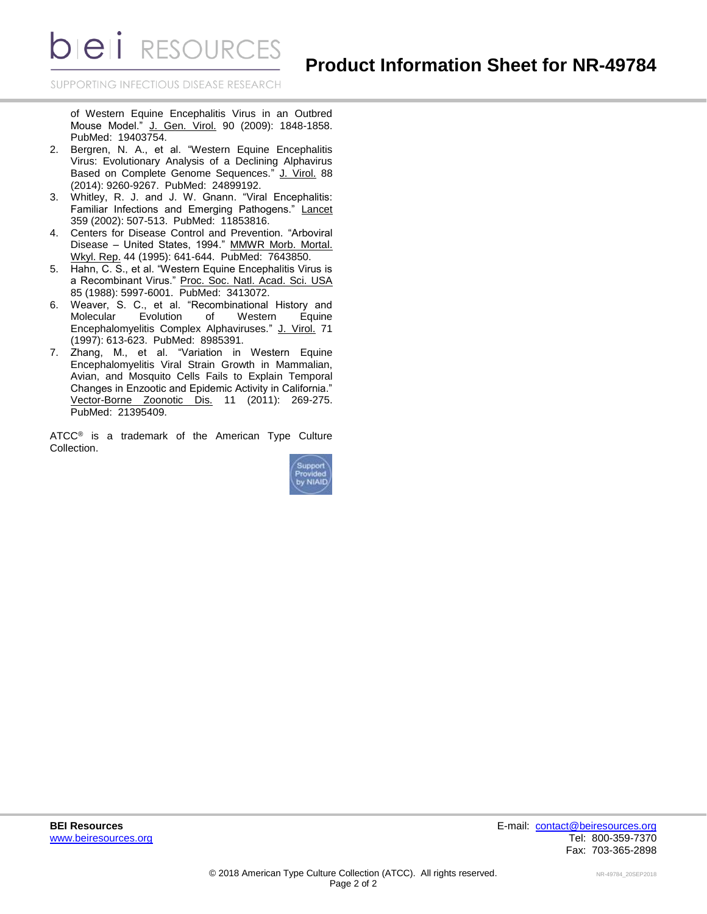of Western Equine Encephalitis Virus in an Outbred Mouse Model." J. Gen. Virol. 90 (2009): 1848-1858. PubMed: 19403754.

2. Bergren, N. A., et al. "Western Equine Encephalitis Virus: Evolutionary Analysis of a Declining Alphavirus Based on Complete Genome Sequences." J. Virol. 88 (2014): 9260-9267. PubMed: 24899192.
3. Whitley, R. J. and J. W. Gnann. "Viral Encephalitis: Familiar Infections and Emerging Pathogens." Lancet 359 (2002): 507-513. PubMed: 11853816.
4. Centers for Disease Control and Prevention. "Arboviral Disease – United States, 1994." MMWR Morb. Mortal. Wkyl. Rep. 44 (1995): 641-644. PubMed: 7643850.
5. Hahn, C. S., et al. "Western Equine Encephalitis Virus is a Recombinant Virus." Proc. Soc. Natl. Acad. Sci. USA 85 (1988): 5997-6001. PubMed: 3413072.
6. Weaver, S. C., et al. "Recombinational History and Molecular Evolution of Western Equine Encephalomyelitis Complex Alphaviruses." J. Virol. 71 (1997): 613-623. PubMed: 8985391.
7. Zhang, M., et al. "Variation in Western Equine Encephalomyelitis Viral Strain Growth in Mammalian, Avian, and Mosquito Cells Fails to Explain Temporal Changes in Enzootic and Epidemic Activity in California." Vector-Borne Zoonotic Dis. 11 (2011): 269-275. PubMed: 21395409.

ATCC® is a trademark of the American Type Culture Collection.

Support Provided by NIAID